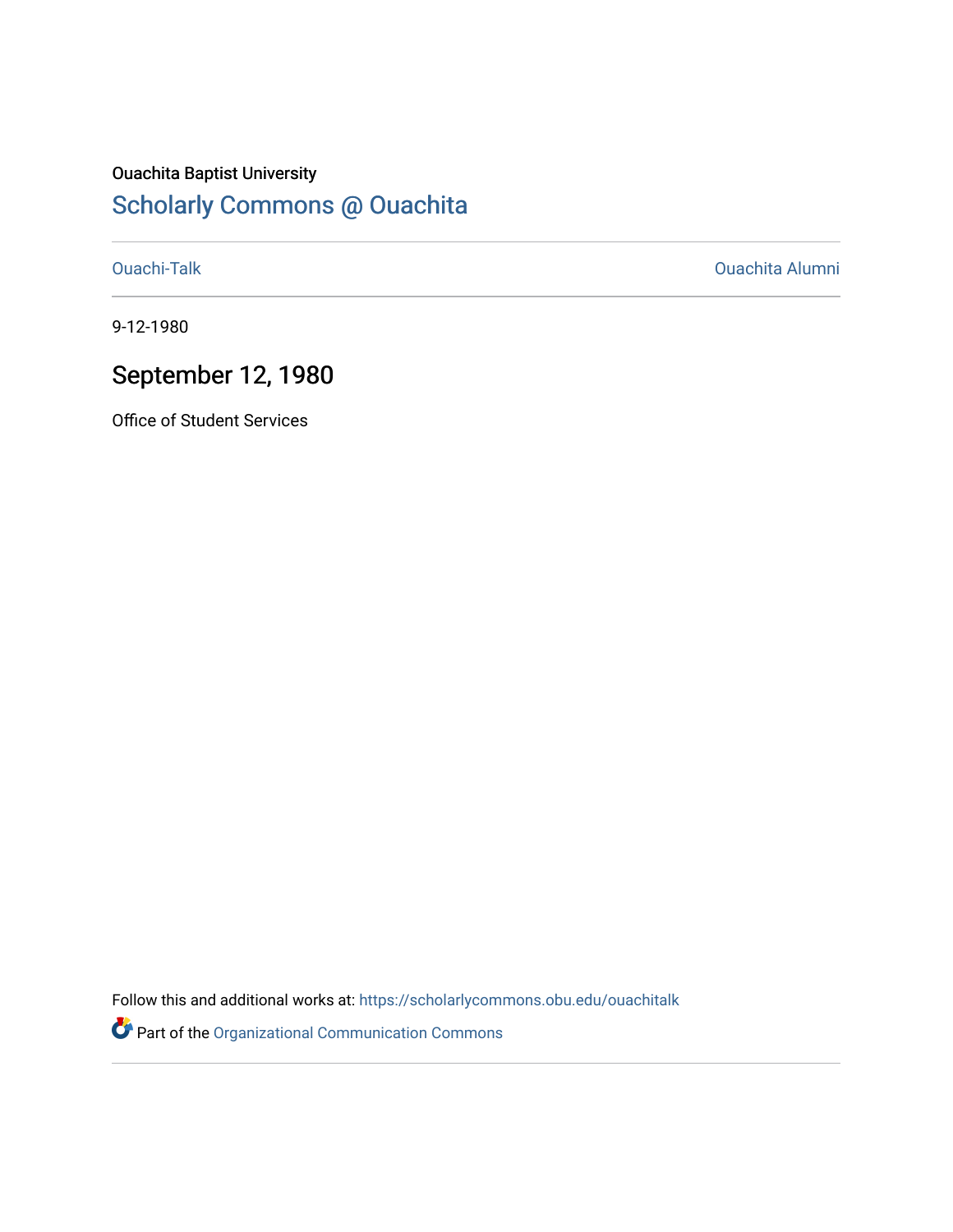Ouachita Baptist University

# Scholarly Commons @ Ouachita

Ouachi-Talk

Ouachita Alumni

9-12-1980

## September 12, 1980

Office of Student Services

Follow this and additional works at: https://scholarlycommons.obu.edu/ouachitalk

Part of the Organizational Communication Commons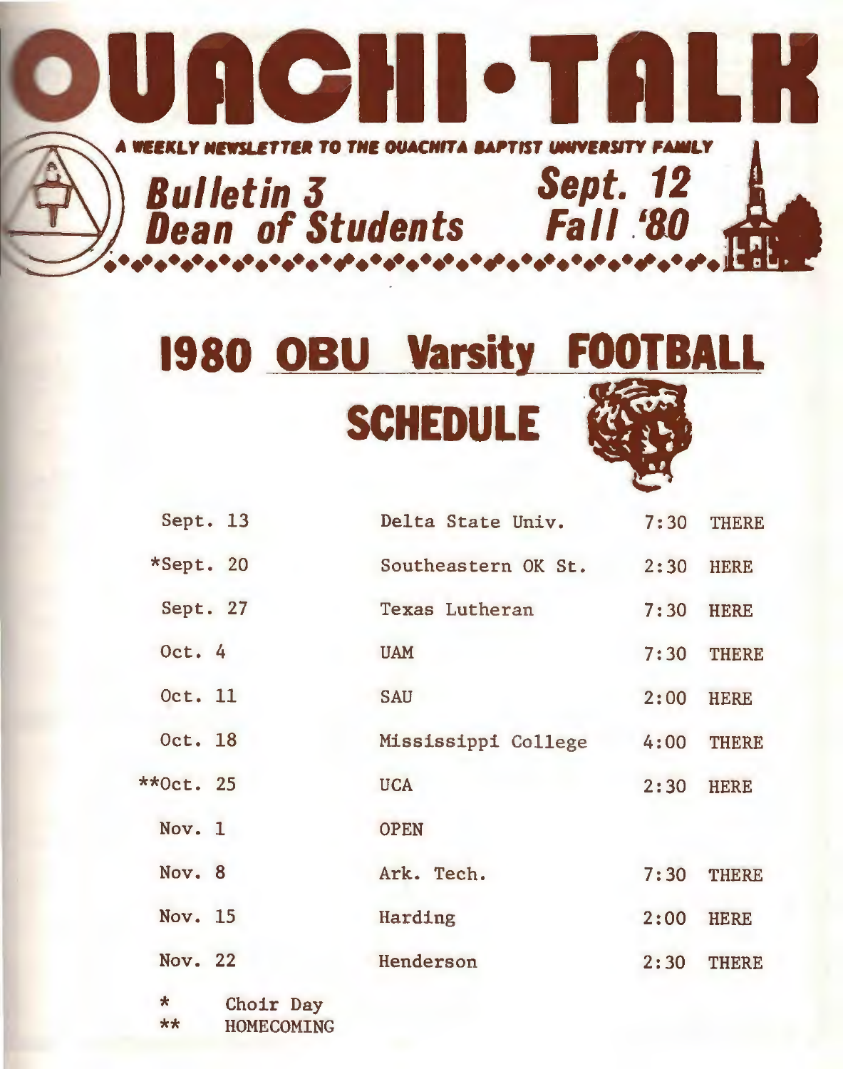# OUACHI-TALK

A WEEKLY NEWSLETTER TO THE OUACHITA BAPTIST UNIVERSITY FAMILY

**Bulletin 3**
**Dean of Students**

**Sept. 12**
**Fall '80**

# 1980 OBU Varsity FOOTBALL SCHEDULE

| | | | |
|---|---|---|---|
| Sept. 13 | Delta State Univ. | 7:30 | THERE |
| *Sept. 20 | Southeastern OK St. | 2:30 | HERE |
| Sept. 27 | Texas Lutheran | 7:30 | HERE |
| Oct. 4 | UAM | 7:30 | THERE |
| Oct. 11 | SAU | 2:00 | HERE |
| Oct. 18 | Mississippi College | 4:00 | THERE |
| **Oct. 25 | UCA | 2:30 | HERE |
| Nov. 1 | OPEN | | |
| Nov. 8 | Ark. Tech. | 7:30 | THERE |
| Nov. 15 | Harding | 2:00 | HERE |
| Nov. 22 | Henderson | 2:30 | THERE |

\* Choir Day
\*\* HOMECOMING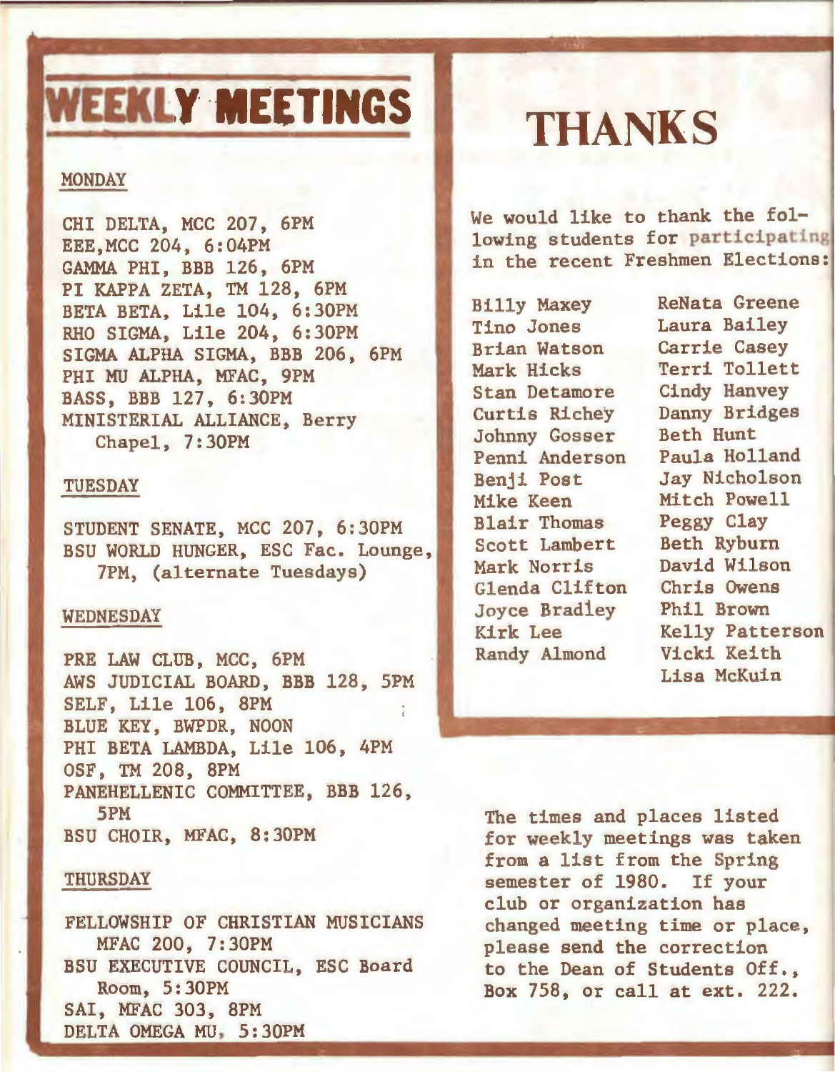# WEEKLY MEETINGS

### MONDAY

CHI DELTA, MCC 207, 6PM
EEE,MCC 204, 6:04PM
GAMMA PHI, BBB 126, 6PM
PI KAPPA ZETA, TM 128, 6PM
BETA BETA, Lile 104, 6:30PM
RHO SIGMA, Lile 204, 6:30PM
SIGMA ALPHA SIGMA, BBB 206, 6PM
PHI MU ALPHA, MFAC, 9PM
BASS, BBB 127, 6:30PM
MINISTERIAL ALLIANCE, Berry Chapel, 7:30PM

### TUESDAY

STUDENT SENATE, MCC 207, 6:30PM
BSU WORLD HUNGER, ESC Fac. Lounge, 7PM, (alternate Tuesdays)

### WEDNESDAY

PRE LAW CLUB, MCC, 6PM
AWS JUDICIAL BOARD, BBB 128, 5PM
SELF, Lile 106, 8PM
BLUE KEY, BWPDR, NOON
PHI BETA LAMBDA, Lile 106, 4PM
OSF, TM 208, 8PM
PANEHELLENIC COMMITTEE, BBB 126, 5PM
BSU CHOIR, MFAC, 8:30PM

### THURSDAY

FELLOWSHIP OF CHRISTIAN MUSICIANS MFAC 200, 7:30PM
BSU EXECUTIVE COUNCIL, ESC Board Room, 5:30PM
SAI, MFAC 303, 8PM
DELTA OMEGA MU, 5:30PM

# THANKS

We would like to thank the following students for participating in the recent Freshmen Elections:

Billy Maxey
Tino Jones
Brian Watson
Mark Hicks
Stan Detamore
Curtis Richey
Johnny Gosser
Penni Anderson
Benji Post
Mike Keen
Blair Thomas
Scott Lambert
Mark Norris
Glenda Clifton
Joyce Bradley
Kirk Lee
Randy Almond
ReNata Greene
Laura Bailey
Carrie Casey
Terri Tollett
Cindy Hanvey
Danny Bridges
Beth Hunt
Paula Holland
Jay Nicholson
Mitch Powell
Peggy Clay
Beth Ryburn
David Wilson
Chris Owens
Phil Brown
Kelly Patterson
Vicki Keith
Lisa McKuin

The times and places listed for weekly meetings was taken from a list from the Spring semester of 1980. If your club or organization has changed meeting time or place, please send the correction to the Dean of Students Off., Box 758, or call at ext. 222.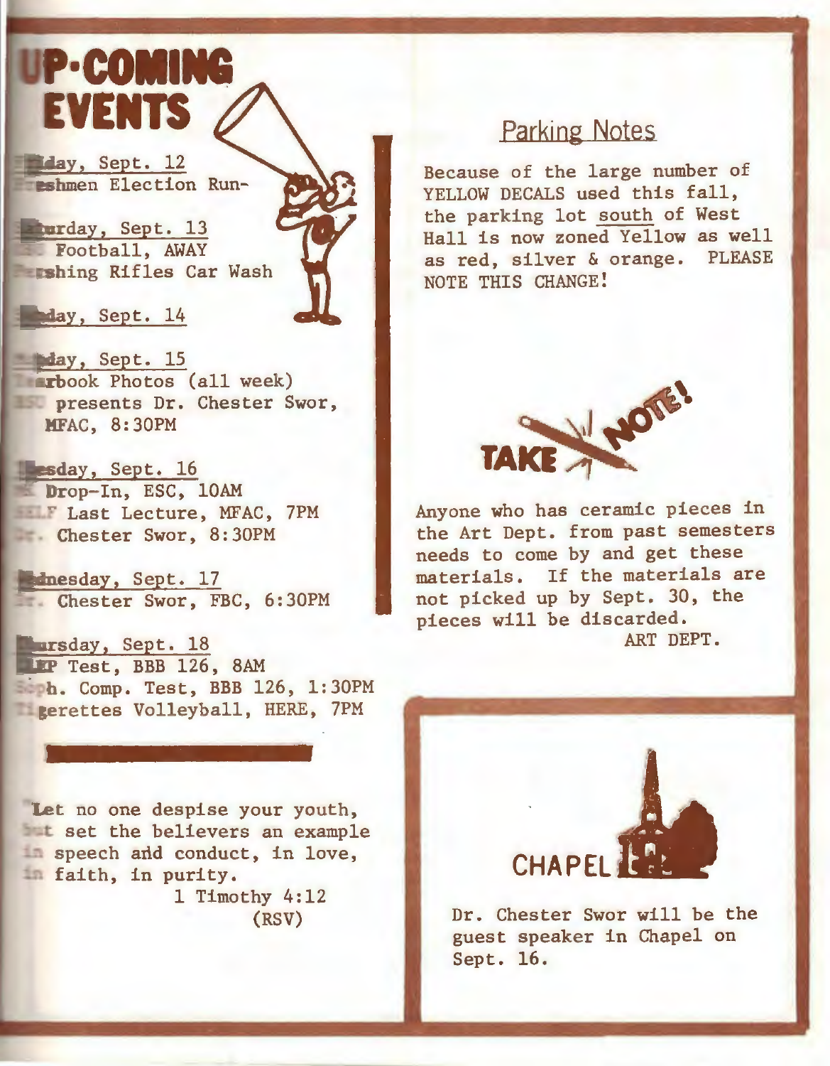# UP-COMING EVENTS

Friday, Sept. 12
Freshmen Election Run-

Saturday, Sept. 13
Football, AWAY
Pershing Rifles Car Wash

Sunday, Sept. 14

Monday, Sept. 15
Yearbook Photos (all week)
BSU presents Dr. Chester Swor, MFAC, 8:30PM

Tuesday, Sept. 16
Drop-In, ESC, 10AM
SELF Last Lecture, MFAC, 7PM
Dr. Chester Swor, 8:30PM

Wednesday, Sept. 17
Dr. Chester Swor, FBC, 6:30PM

Thursday, Sept. 18
CLEP Test, BBB 126, 8AM
Soph. Comp. Test, BBB 126, 1:30PM
Tigerettes Volleyball, HERE, 7PM

"Let no one despise your youth, but set the believers an example in speech and conduct, in love, in faith, in purity.
1 Timothy 4:12
(RSV)

## Parking Notes

Because of the large number of YELLOW DECALS used this fall, the parking lot south of West Hall is now zoned Yellow as well as red, silver & orange. PLEASE NOTE THIS CHANGE!

## TAKE NOTE!

Anyone who has ceramic pieces in the Art Dept. from past semesters needs to come by and get these materials. If the materials are not picked up by Sept. 30, the pieces will be discarded.

ART DEPT.

## CHAPEL

Dr. Chester Swor will be the guest speaker in Chapel on Sept. 16.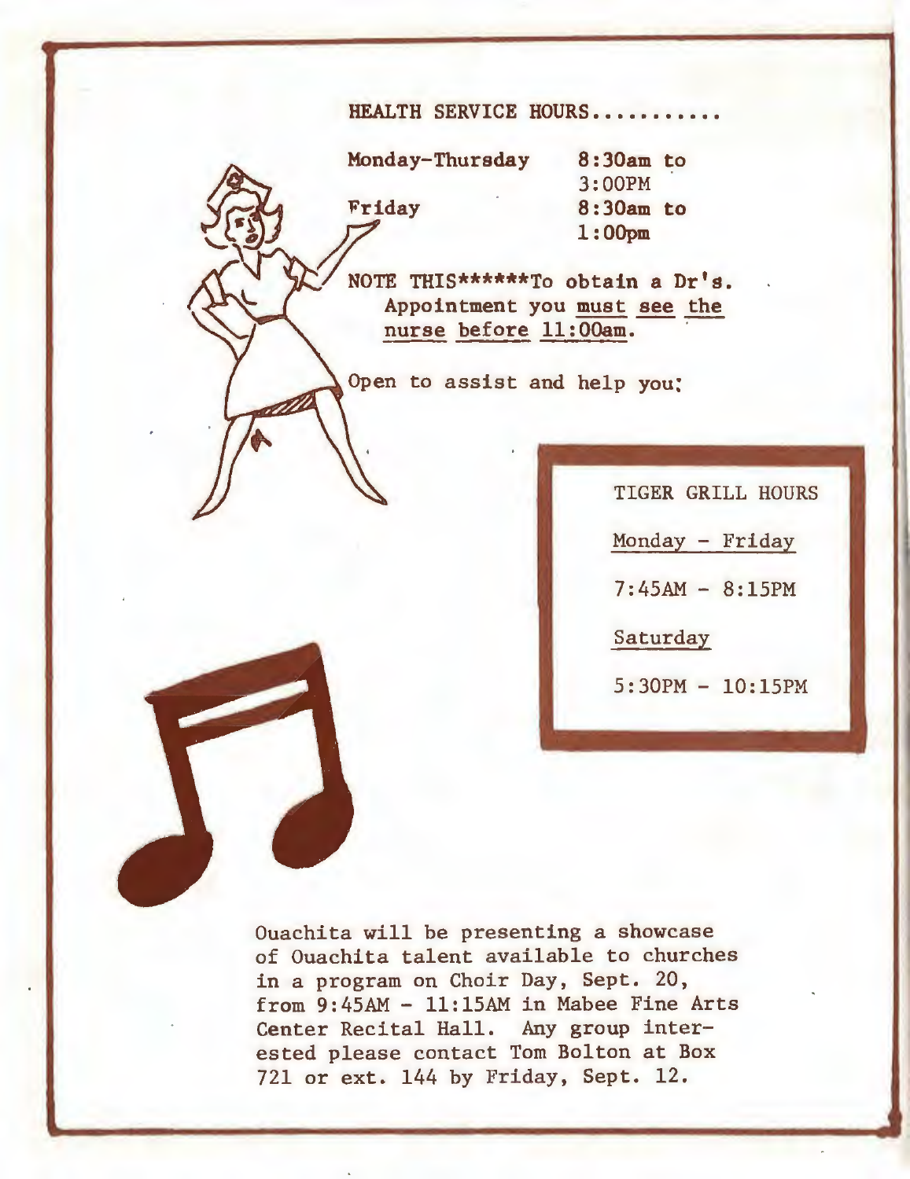## HEALTH SERVICE HOURS..........

| | |
|---|---|
| Monday-Thursday | 8:30am to 3:00PM |
| Friday | 8:30am to 1:00pm |

NOTE THIS******To obtain a Dr's. Appointment you <u>must see the nurse before 11:00am</u>.

Open to assist and help you;

## TIGER GRILL HOURS

<u>Monday - Friday</u>

7:45AM - 8:15PM

<u>Saturday</u>

5:30PM - 10:15PM

Ouachita will be presenting a showcase of Ouachita talent available to churches in a program on Choir Day, Sept. 20, from 9:45AM - 11:15AM in Mabee Fine Arts Center Recital Hall. Any group interested please contact Tom Bolton at Box 721 or ext. 144 by Friday, Sept. 12.